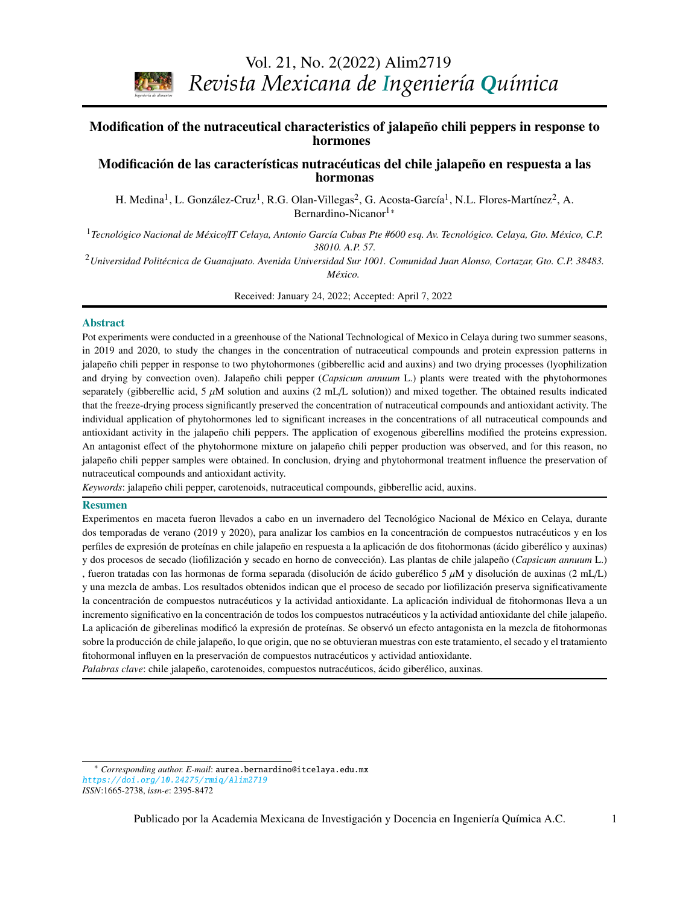# Modification of the nutraceutical characteristics of jalapeño chili peppers in response to hormones

# Modificación de las características nutracéuticas del chile jalapeño en respuesta a las hormonas

H. Medina[1], L. González-Cruz[1], R.G. Olan-Villegas[2], G. Acosta-García[1], N.L. Flores-Martínez[2], A. Bernardino-Nicanor[1*]

[1] *Tecnológico Nacional de México/IT Celaya, Antonio García Cubas Pte #600 esq. Av. Tecnológico. Celaya, Gto. México, C.P. 38010. A.P. 57.*

[2] *Universidad Politécnica de Guanajuato. Avenida Universidad Sur 1001. Comunidad Juan Alonso, Cortazar, Gto. C.P. 38483. México.*

Received: January 24, 2022; Accepted: April 7, 2022

## Abstract

Pot experiments were conducted in a greenhouse of the National Technological of Mexico in Celaya during two summer seasons, in 2019 and 2020, to study the changes in the concentration of nutraceutical compounds and protein expression patterns in jalapeño chili pepper in response to two phytohormones (gibberellic acid and auxins) and two drying processes (lyophilization and drying by convection oven). Jalapeño chili pepper (*Capsicum annuum* L.) plants were treated with the phytohormones separately (gibberellic acid, 5 $\mu$M solution and auxins (2 mL/L solution)) and mixed together. The obtained results indicated that the freeze-drying process significantly preserved the concentration of nutraceutical compounds and antioxidant activity. The individual application of phytohormones led to significant increases in the concentrations of all nutraceutical compounds and antioxidant activity in the jalapeño chili peppers. The application of exogenous giberellins modified the proteins expression. An antagonist effect of the phytohormone mixture on jalapeño chili pepper production was observed, and for this reason, no jalapeño chili pepper samples were obtained. In conclusion, drying and phytohormonal treatment influence the preservation of nutraceutical compounds and antioxidant activity.

*Keywords*: jalapeño chili pepper, carotenoids, nutraceutical compounds, gibberellic acid, auxins.

## Resumen

Experimentos en maceta fueron llevados a cabo en un invernadero del Tecnológico Nacional de México en Celaya, durante dos temporadas de verano (2019 y 2020), para analizar los cambios en la concentración de compuestos nutracéuticos y en los perfiles de expresión de proteínas en chile jalapeño en respuesta a la aplicación de dos fitohormonas (ácido giberélico y auxinas) y dos procesos de secado (liofilización y secado en horno de convección). Las plantas de chile jalapeño (*Capsicum annuum* L.) , fueron tratadas con las hormonas de forma separada (disolución de ácido guberélico 5 $\mu$M y disolución de auxinas (2 mL/L) y una mezcla de ambas. Los resultados obtenidos indican que el proceso de secado por liofilización preserva significativamente la concentración de compuestos nutracéuticos y la actividad antioxidante. La aplicación individual de fitohormonas lleva a un incremento significativo en la concentración de todos los compuestos nutracéuticos y la actividad antioxidante del chile jalapeño. La aplicación de giberelinas modificó la expresión de proteínas. Se observó un efecto antagonista en la mezcla de fitohormonas sobre la producción de chile jalapeño, lo que origin, que no se obtuvieran muestras con este tratamiento, el secado y el tratamiento fitohormonal influyen en la preservación de compuestos nutracéuticos y actividad antioxidante.

*Palabras clave*: chile jalapeño, carotenoides, compuestos nutracéuticos, ácido giberélico, auxinas.

---

[*] *Corresponding author. E-mail*: aurea.bernardino@itcelaya.edu.mx
*https://doi.org/10.24275/rmiq/Alim2719*
*ISSN*:1665-2738, *issn-e*: 2395-8472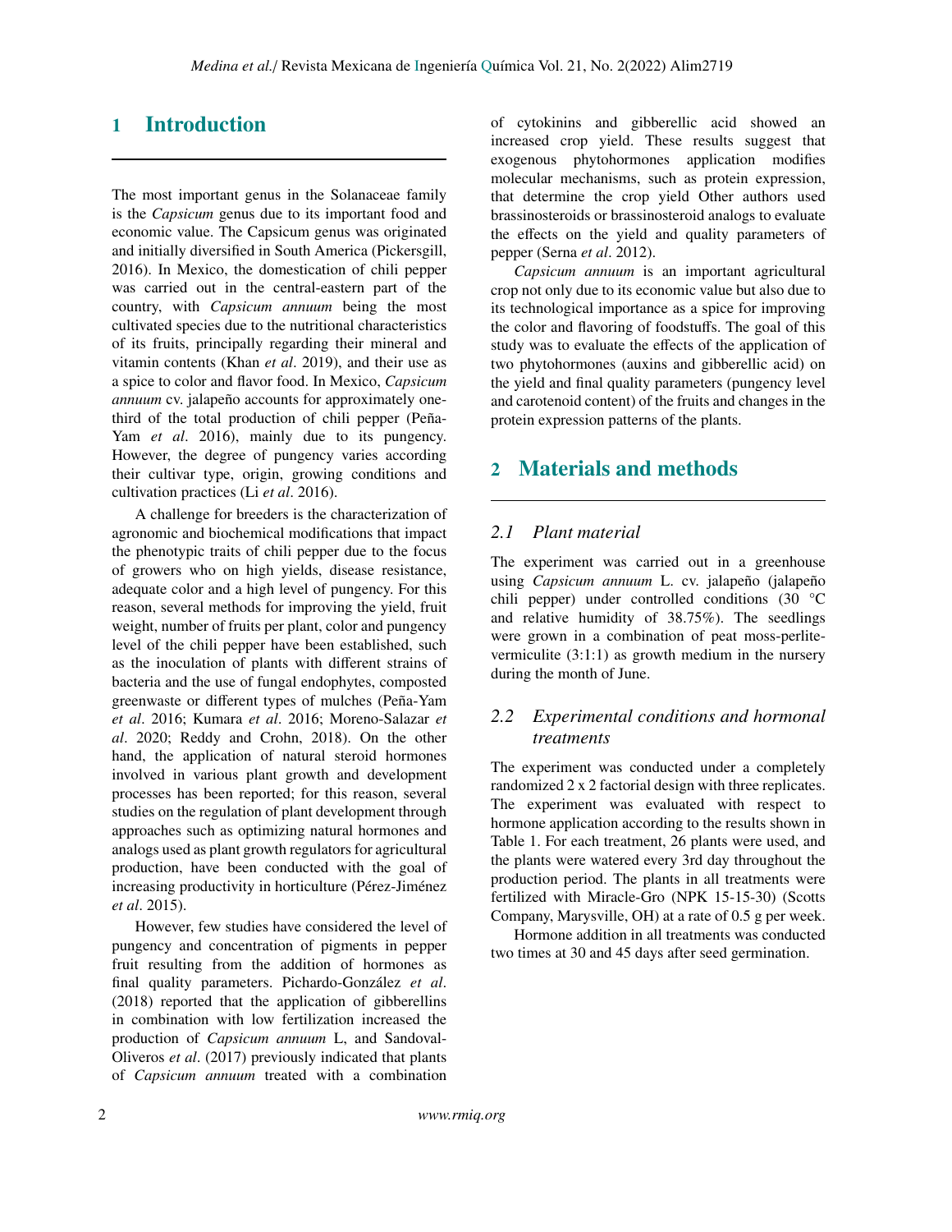# 1 Introduction

The most important genus in the Solanaceae family is the *Capsicum* genus due to its important food and economic value. The Capsicum genus was originated and initially diversified in South America (Pickersgill, 2016). In Mexico, the domestication of chili pepper was carried out in the central-eastern part of the country, with *Capsicum annuum* being the most cultivated species due to the nutritional characteristics of its fruits, principally regarding their mineral and vitamin contents (Khan *et al*. 2019), and their use as a spice to color and flavor food. In Mexico, *Capsicum annuum* cv. jalapeño accounts for approximately one-third of the total production of chili pepper (Peña-Yam *et al*. 2016), mainly due to its pungency. However, the degree of pungency varies according their cultivar type, origin, growing conditions and cultivation practices (Li *et al*. 2016).

A challenge for breeders is the characterization of agronomic and biochemical modifications that impact the phenotypic traits of chili pepper due to the focus of growers who on high yields, disease resistance, adequate color and a high level of pungency. For this reason, several methods for improving the yield, fruit weight, number of fruits per plant, color and pungency level of the chili pepper have been established, such as the inoculation of plants with different strains of bacteria and the use of fungal endophytes, composted greenwaste or different types of mulches (Peña-Yam *et al*. 2016; Kumara *et al*. 2016; Moreno-Salazar *et al*. 2020; Reddy and Crohn, 2018). On the other hand, the application of natural steroid hormones involved in various plant growth and development processes has been reported; for this reason, several studies on the regulation of plant development through approaches such as optimizing natural hormones and analogs used as plant growth regulators for agricultural production, have been conducted with the goal of increasing productivity in horticulture (Pérez-Jiménez *et al*. 2015).

However, few studies have considered the level of pungency and concentration of pigments in pepper fruit resulting from the addition of hormones as final quality parameters. Pichardo-González *et al*. (2018) reported that the application of gibberellins in combination with low fertilization increased the production of *Capsicum annuum* L, and Sandoval-Oliveros *et al*. (2017) previously indicated that plants of *Capsicum annuum* treated with a combination of cytokinins and gibberellic acid showed an increased crop yield. These results suggest that exogenous phytohormones application modifies molecular mechanisms, such as protein expression, that determine the crop yield Other authors used brassinosteroids or brassinosteroid analogs to evaluate the effects on the yield and quality parameters of pepper (Serna *et al*. 2012).

*Capsicum annuum* is an important agricultural crop not only due to its economic value but also due to its technological importance as a spice for improving the color and flavoring of foodstuffs. The goal of this study was to evaluate the effects of the application of two phytohormones (auxins and gibberellic acid) on the yield and final quality parameters (pungency level and carotenoid content) of the fruits and changes in the protein expression patterns of the plants.

# 2 Materials and methods

## 2.1 Plant material

The experiment was carried out in a greenhouse using *Capsicum annuum* L. cv. jalapeño (jalapeño chili pepper) under controlled conditions (30 °C and relative humidity of 38.75%). The seedlings were grown in a combination of peat moss-perlite-vermiculite (3:1:1) as growth medium in the nursery during the month of June.

## 2.2 Experimental conditions and hormonal treatments

The experiment was conducted under a completely randomized 2 x 2 factorial design with three replicates. The experiment was evaluated with respect to hormone application according to the results shown in Table 1. For each treatment, 26 plants were used, and the plants were watered every 3rd day throughout the production period. The plants in all treatments were fertilized with Miracle-Gro (NPK 15-15-30) (Scotts Company, Marysville, OH) at a rate of 0.5 g per week.

Hormone addition in all treatments was conducted two times at 30 and 45 days after seed germination.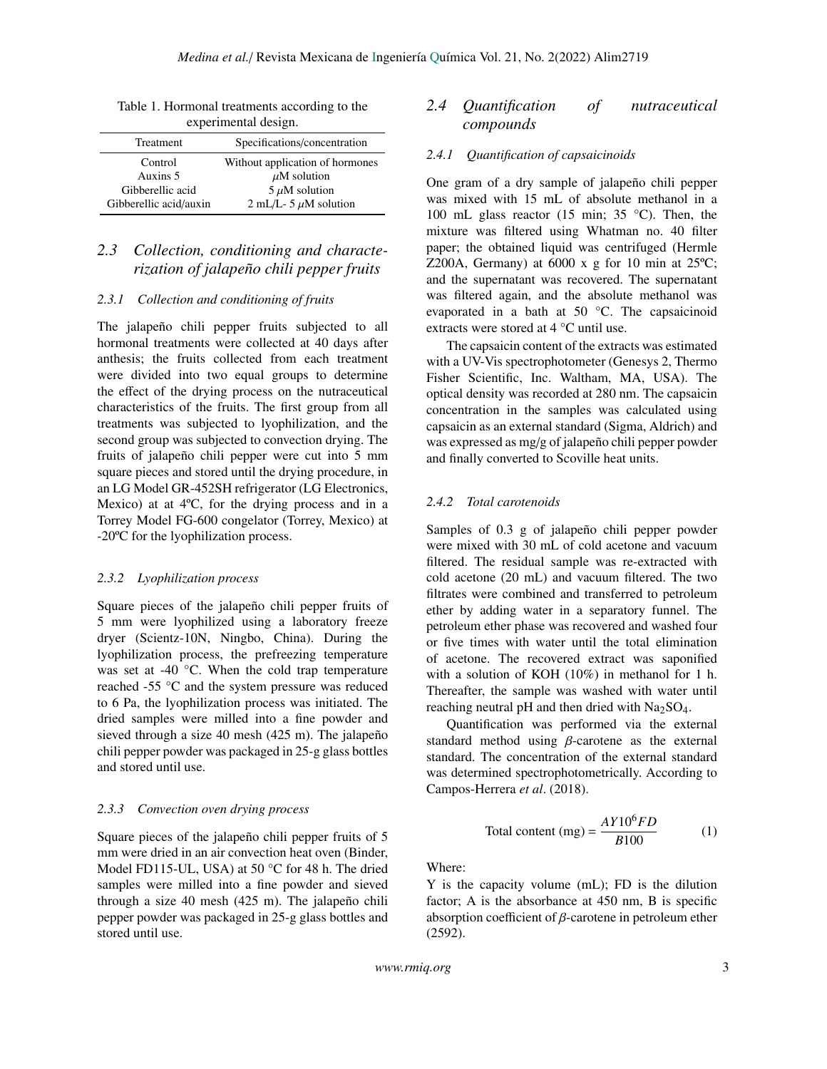Table 1. Hormonal treatments according to the experimental design.

| Treatment | Specifications/concentration |
|---|---|
| Control | Without application of hormones |
| Auxins 5 | $\mu$M solution |
| Gibberellic acid | 5 $\mu$M solution |
| Gibberellic acid/auxin | 2 mL/L- 5 $\mu$M solution |

## 2.3 Collection, conditioning and characterization of jalapeño chili pepper fruits

### 2.3.1 Collection and conditioning of fruits

The jalapeño chili pepper fruits subjected to all hormonal treatments were collected at 40 days after anthesis; the fruits collected from each treatment were divided into two equal groups to determine the effect of the drying process on the nutraceutical characteristics of the fruits. The first group from all treatments was subjected to lyophilization, and the second group was subjected to convection drying. The fruits of jalapeño chili pepper were cut into 5 mm square pieces and stored until the drying procedure, in an LG Model GR-452SH refrigerator (LG Electronics, Mexico) at at 4ºC, for the drying process and in a Torrey Model FG-600 congelator (Torrey, Mexico) at -20ºC for the lyophilization process.

### 2.3.2 Lyophilization process

Square pieces of the jalapeño chili pepper fruits of 5 mm were lyophilized using a laboratory freeze dryer (Scientz-10N, Ningbo, China). During the lyophilization process, the prefreezing temperature was set at -40 °C. When the cold trap temperature reached -55 °C and the system pressure was reduced to 6 Pa, the lyophilization process was initiated. The dried samples were milled into a fine powder and sieved through a size 40 mesh (425 m). The jalapeño chili pepper powder was packaged in 25-g glass bottles and stored until use.

### 2.3.3 Convection oven drying process

Square pieces of the jalapeño chili pepper fruits of 5 mm were dried in an air convection heat oven (Binder, Model FD115-UL, USA) at 50 °C for 48 h. The dried samples were milled into a fine powder and sieved through a size 40 mesh (425 m). The jalapeño chili pepper powder was packaged in 25-g glass bottles and stored until use.

## 2.4 Quantification of nutraceutical compounds

### 2.4.1 Quantification of capsaicinoids

One gram of a dry sample of jalapeño chili pepper was mixed with 15 mL of absolute methanol in a 100 mL glass reactor (15 min; 35 °C). Then, the mixture was filtered using Whatman no. 40 filter paper; the obtained liquid was centrifuged (Hermle Z200A, Germany) at 6000 x g for 10 min at 25ºC; and the supernatant was recovered. The supernatant was filtered again, and the absolute methanol was evaporated in a bath at 50 °C. The capsaicinoid extracts were stored at 4 °C until use.

The capsaicin content of the extracts was estimated with a UV-Vis spectrophotometer (Genesys 2, Thermo Fisher Scientific, Inc. Waltham, MA, USA). The optical density was recorded at 280 nm. The capsaicin concentration in the samples was calculated using capsaicin as an external standard (Sigma, Aldrich) and was expressed as mg/g of jalapeño chili pepper powder and finally converted to Scoville heat units.

### 2.4.2 Total carotenoids

Samples of 0.3 g of jalapeño chili pepper powder were mixed with 30 mL of cold acetone and vacuum filtered. The residual sample was re-extracted with cold acetone (20 mL) and vacuum filtered. The two filtrates were combined and transferred to petroleum ether by adding water in a separatory funnel. The petroleum ether phase was recovered and washed four or five times with water until the total elimination of acetone. The recovered extract was saponified with a solution of KOH (10%) in methanol for 1 h. Thereafter, the sample was washed with water until reaching neutral pH and then dried with $Na_2SO_4$.

Quantification was performed via the external standard method using $\beta$-carotene as the external standard. The concentration of the external standard was determined spectrophotometrically. According to Campos-Herrera *et al*. (2018).

$$\text{Total content (mg)} = \frac{AY10^6 FD}{B100} \tag{1}$$

Where:

Y is the capacity volume (mL); FD is the dilution factor; A is the absorbance at 450 nm, B is specific absorption coefficient of $\beta$-carotene in petroleum ether (2592).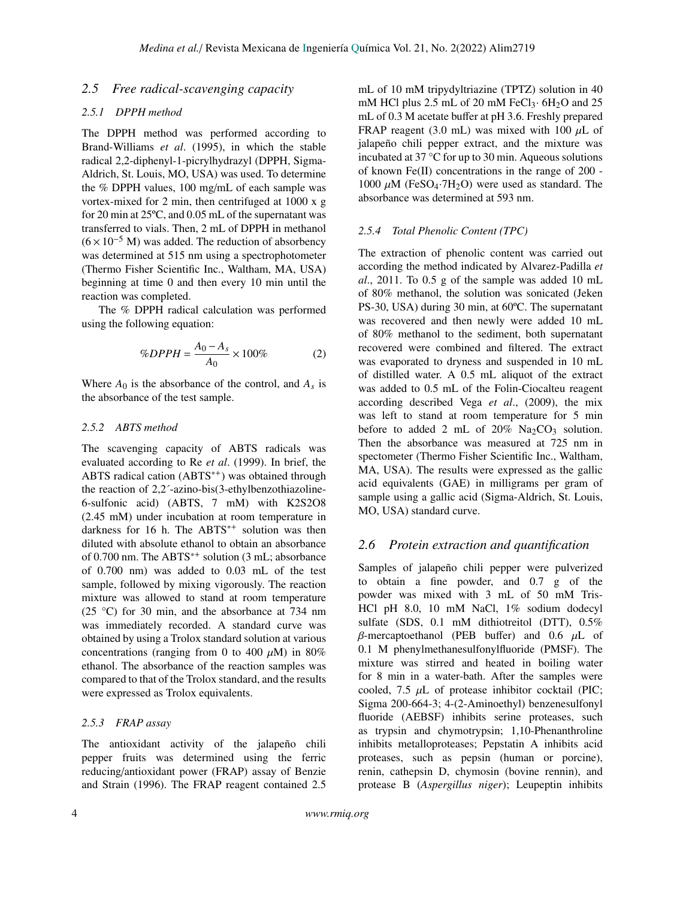## 2.5 Free radical-scavenging capacity

### 2.5.1 DPPH method

The DPPH method was performed according to Brand-Williams *et al*. (1995), in which the stable radical 2,2-diphenyl-1-picrylhydrazyl (DPPH, Sigma-Aldrich, St. Louis, MO, USA) was used. To determine the % DPPH values, 100 mg/mL of each sample was vortex-mixed for 2 min, then centrifuged at 1000 x g for 20 min at 25ºC, and 0.05 mL of the supernatant was transferred to vials. Then, 2 mL of DPPH in methanol ($6 \times 10^{-5}$ M) was added. The reduction of absorbency was determined at 515 nm using a spectrophotometer (Thermo Fisher Scientific Inc., Waltham, MA, USA) beginning at time 0 and then every 10 min until the reaction was completed.

The % DPPH radical calculation was performed using the following equation:

$$\%DPPH = \frac{A_0 - A_s}{A_0} \times 100\% \tag{2}$$

Where $A_0$ is the absorbance of the control, and $A_s$ is the absorbance of the test sample.

### 2.5.2 ABTS method

The scavenging capacity of ABTS radicals was evaluated according to Re *et al*. (1999). In brief, the ABTS radical cation ($ABTS^{*+}$) was obtained through the reaction of 2,2´-azino-bis(3-ethylbenzothiazoline-6-sulfonic acid) (ABTS, 7 mM) with K2S2O8 (2.45 mM) under incubation at room temperature in darkness for 16 h. The $ABTS^{*+}$ solution was then diluted with absolute ethanol to obtain an absorbance of 0.700 nm. The $ABTS^{*+}$ solution (3 mL; absorbance of 0.700 nm) was added to 0.03 mL of the test sample, followed by mixing vigorously. The reaction mixture was allowed to stand at room temperature (25 °C) for 30 min, and the absorbance at 734 nm was immediately recorded. A standard curve was obtained by using a Trolox standard solution at various concentrations (ranging from 0 to 400 $\mu$M) in 80% ethanol. The absorbance of the reaction samples was compared to that of the Trolox standard, and the results were expressed as Trolox equivalents.

### 2.5.3 FRAP assay

The antioxidant activity of the jalapeño chili pepper fruits was determined using the ferric reducing/antioxidant power (FRAP) assay of Benzie and Strain (1996). The FRAP reagent contained 2.5 mL of 10 mM tripydyltriazine (TPTZ) solution in 40 mM HCl plus 2.5 mL of 20 mM $FeCl_3 \cdot 6H_2O$ and 25 mL of 0.3 M acetate buffer at pH 3.6. Freshly prepared FRAP reagent (3.0 mL) was mixed with 100 $\mu$L of jalapeño chili pepper extract, and the mixture was incubated at 37 °C for up to 30 min. Aqueous solutions of known Fe(II) concentrations in the range of 200 - 1000 $\mu$M ($FeSO_4 \cdot 7H_2O$) were used as standard. The absorbance was determined at 593 nm.

### 2.5.4 Total Phenolic Content (TPC)

The extraction of phenolic content was carried out according the method indicated by Alvarez-Padilla *et al*., 2011. To 0.5 g of the sample was added 10 mL of 80% methanol, the solution was sonicated (Jeken PS-30, USA) during 30 min, at 60ºC. The supernatant was recovered and then newly were added 10 mL of 80% methanol to the sediment, both supernatant recovered were combined and filtered. The extract was evaporated to dryness and suspended in 10 mL of distilled water. A 0.5 mL aliquot of the extract was added to 0.5 mL of the Folin-Ciocalteu reagent according described Vega *et al*., (2009), the mix was left to stand at room temperature for 5 min before to added 2 mL of 20% $Na_2CO_3$ solution. Then the absorbance was measured at 725 nm in spectometer (Thermo Fisher Scientific Inc., Waltham, MA, USA). The results were expressed as the gallic acid equivalents (GAE) in milligrams per gram of sample using a gallic acid (Sigma-Aldrich, St. Louis, MO, USA) standard curve.

## 2.6 Protein extraction and quantification

Samples of jalapeño chili pepper were pulverized to obtain a fine powder, and 0.7 g of the powder was mixed with 3 mL of 50 mM Tris-HCl pH 8.0, 10 mM NaCl, 1% sodium dodecyl sulfate (SDS, 0.1 mM dithiotreitol (DTT), 0.5% $\beta$-mercaptoethanol (PEB buffer) and 0.6 $\mu$L of 0.1 M phenylmethanesulfonylfluoride (PMSF). The mixture was stirred and heated in boiling water for 8 min in a water-bath. After the samples were cooled, 7.5 $\mu$L of protease inhibitor cocktail (PIC; Sigma 200-664-3; 4-(2-Aminoethyl) benzenesulfonyl fluoride (AEBSF) inhibits serine proteases, such as trypsin and chymotrypsin; 1,10-Phenanthroline inhibits metalloproteases; Pepstatin A inhibits acid proteases, such as pepsin (human or porcine), renin, cathepsin D, chymosin (bovine rennin), and protease B (*Aspergillus niger*); Leupeptin inhibits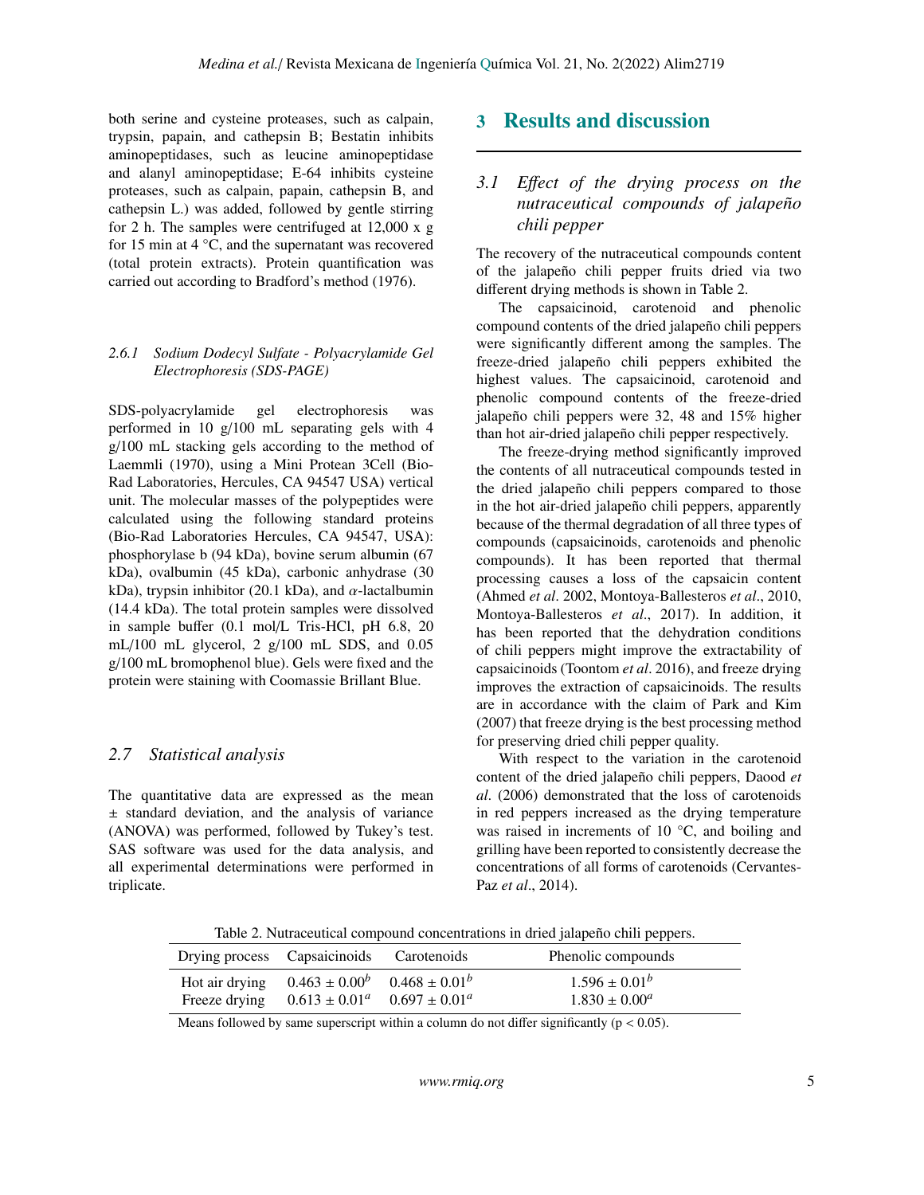both serine and cysteine proteases, such as calpain, trypsin, papain, and cathepsin B; Bestatin inhibits aminopeptidases, such as leucine aminopeptidase and alanyl aminopeptidase; E-64 inhibits cysteine proteases, such as calpain, papain, cathepsin B, and cathepsin L.) was added, followed by gentle stirring for 2 h. The samples were centrifuged at 12,000 x g for 15 min at 4 °C, and the supernatant was recovered (total protein extracts). Protein quantification was carried out according to Bradford's method (1976).

#### *2.6.1 Sodium Dodecyl Sulfate - Polyacrylamide Gel Electrophoresis (SDS-PAGE)*

SDS-polyacrylamide gel electrophoresis was performed in 10 g/100 mL separating gels with 4 g/100 mL stacking gels according to the method of Laemmli (1970), using a Mini Protean 3Cell (Bio-Rad Laboratories, Hercules, CA 94547 USA) vertical unit. The molecular masses of the polypeptides were calculated using the following standard proteins (Bio-Rad Laboratories Hercules, CA 94547, USA): phosphorylase b (94 kDa), bovine serum albumin (67 kDa), ovalbumin (45 kDa), carbonic anhydrase (30 kDa), trypsin inhibitor (20.1 kDa), and $\alpha$-lactalbumin (14.4 kDa). The total protein samples were dissolved in sample buffer (0.1 mol/L Tris-HCl, pH 6.8, 20 mL/100 mL glycerol, 2 g/100 mL SDS, and 0.05 g/100 mL bromophenol blue). Gels were fixed and the protein were staining with Coomassie Brillant Blue.

### *2.7 Statistical analysis*

The quantitative data are expressed as the mean ± standard deviation, and the analysis of variance (ANOVA) was performed, followed by Tukey's test. SAS software was used for the data analysis, and all experimental determinations were performed in triplicate.

## 3 Results and discussion

### *3.1 Effect of the drying process on the nutraceutical compounds of jalapeño chili pepper*

The recovery of the nutraceutical compounds content of the jalapeño chili pepper fruits dried via two different drying methods is shown in Table 2.

The capsaicinoid, carotenoid and phenolic compound contents of the dried jalapeño chili peppers were significantly different among the samples. The freeze-dried jalapeño chili peppers exhibited the highest values. The capsaicinoid, carotenoid and phenolic compound contents of the freeze-dried jalapeño chili peppers were 32, 48 and 15% higher than hot air-dried jalapeño chili pepper respectively.

The freeze-drying method significantly improved the contents of all nutraceutical compounds tested in the dried jalapeño chili peppers compared to those in the hot air-dried jalapeño chili peppers, apparently because of the thermal degradation of all three types of compounds (capsaicinoids, carotenoids and phenolic compounds). It has been reported that thermal processing causes a loss of the capsaicin content (Ahmed *et al*. 2002, Montoya-Ballesteros *et al*., 2010, Montoya-Ballesteros *et al*., 2017). In addition, it has been reported that the dehydration conditions of chili peppers might improve the extractability of capsaicinoids (Toontom *et al*. 2016), and freeze drying improves the extraction of capsaicinoids. The results are in accordance with the claim of Park and Kim (2007) that freeze drying is the best processing method for preserving dried chili pepper quality.

With respect to the variation in the carotenoid content of the dried jalapeño chili peppers, Daood *et al*. (2006) demonstrated that the loss of carotenoids in red peppers increased as the drying temperature was raised in increments of 10 °C, and boiling and grilling have been reported to consistently decrease the concentrations of all forms of carotenoids (Cervantes-Paz *et al*., 2014).

Table 2. Nutraceutical compound concentrations in dried jalapeño chili peppers.

| Drying process | Capsaicinoids | Carotenoids | Phenolic compounds |
|---|---|---|---|
| Hot air drying | $0.463 \pm 0.00^b$ | $0.468 \pm 0.01^b$ | $1.596 \pm 0.01^b$ |
| Freeze drying | $0.613 \pm 0.01^a$ | $0.697 \pm 0.01^a$ | $1.830 \pm 0.00^a$ |

Means followed by same superscript within a column do not differ significantly ($p < 0.05$).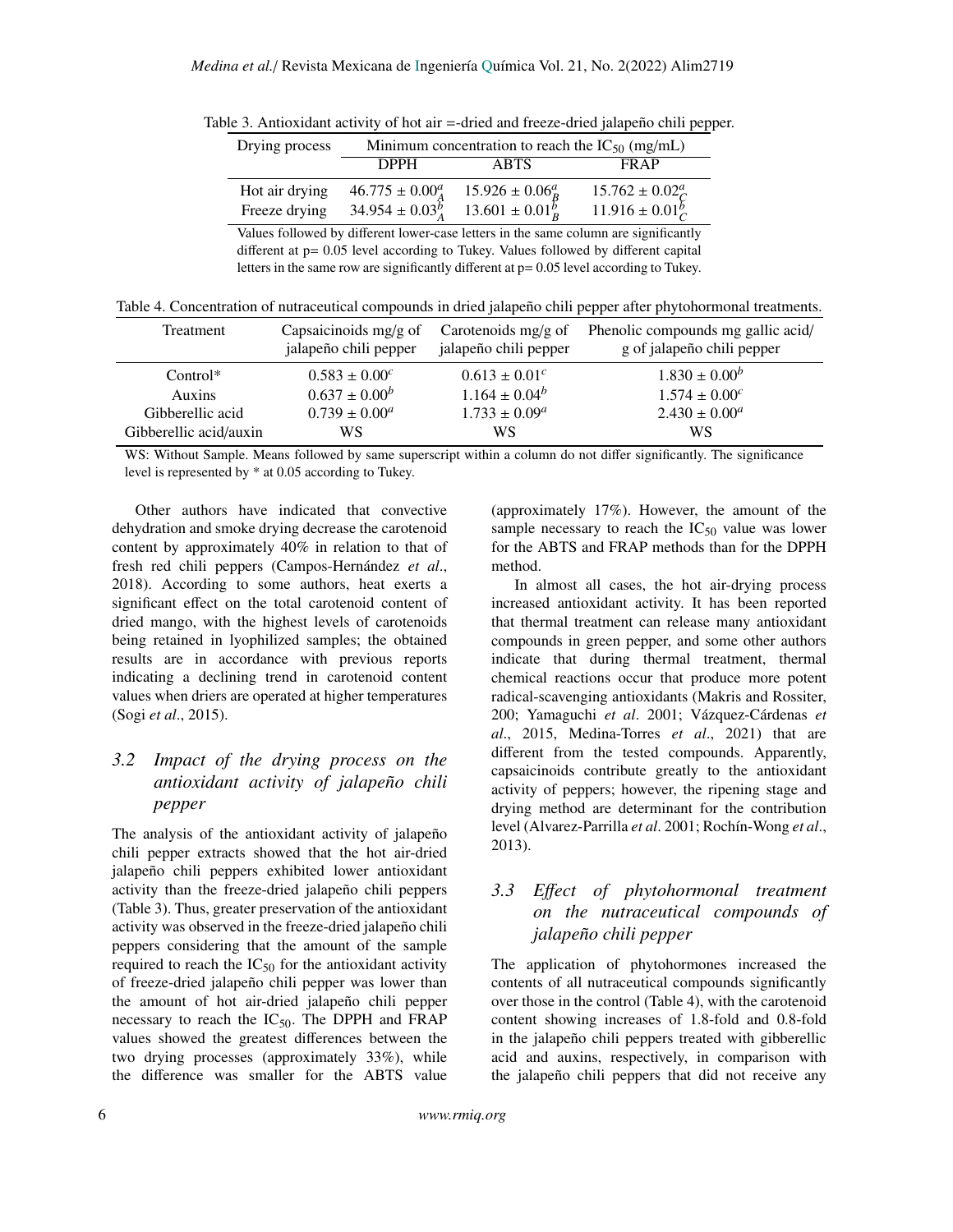Table 3. Antioxidant activity of hot air =-dried and freeze-dried jalapeño chili pepper.

| Drying process | Minimum concentration to reach the $IC_{50}$ (mg/mL) | | |
|---|---|---|---|
| | DPPH | ABTS | FRAP |
| Hot air drying | $46.775 \pm 0.00^{a}_{A}$ | $15.926 \pm 0.06^{a}_{B}$ | $15.762 \pm 0.02^{a}_{C}$ |
| Freeze drying | $34.954 \pm 0.03^{b}_{A}$ | $13.601 \pm 0.01^{b}_{B}$ | $11.916 \pm 0.01^{b}_{C}$ |

Values followed by different lower-case letters in the same column are significantly different at p= 0.05 level according to Tukey. Values followed by different capital letters in the same row are significantly different at p= 0.05 level according to Tukey.

Table 4. Concentration of nutraceutical compounds in dried jalapeño chili pepper after phytohormonal treatments.

| Treatment | Capsaicinoids mg/g of jalapeño chili pepper | Carotenoids mg/g of jalapeño chili pepper | Phenolic compounds mg gallic acid/ g of jalapeño chili pepper |
|---|---|---|---|
| Control* | $0.583 \pm 0.00^{c}$ | $0.613 \pm 0.01^{c}$ | $1.830 \pm 0.00^{b}$ |
| Auxins | $0.637 \pm 0.00^{b}$ | $1.164 \pm 0.04^{b}$ | $1.574 \pm 0.00^{c}$ |
| Gibberellic acid | $0.739 \pm 0.00^{a}$ | $1.733 \pm 0.09^{a}$ | $2.430 \pm 0.00^{a}$ |
| Gibberellic acid/auxin | WS | WS | WS |

WS: Without Sample. Means followed by same superscript within a column do not differ significantly. The significance level is represented by * at 0.05 according to Tukey.

Other authors have indicated that convective dehydration and smoke drying decrease the carotenoid content by approximately 40% in relation to that of fresh red chili peppers (Campos-Hernández *et al*., 2018). According to some authors, heat exerts a significant effect on the total carotenoid content of dried mango, with the highest levels of carotenoids being retained in lyophilized samples; the obtained results are in accordance with previous reports indicating a declining trend in carotenoid content values when driers are operated at higher temperatures (Sogi *et al*., 2015).

### *3.2 Impact of the drying process on the antioxidant activity of jalapeño chili pepper*

The analysis of the antioxidant activity of jalapeño chili pepper extracts showed that the hot air-dried jalapeño chili peppers exhibited lower antioxidant activity than the freeze-dried jalapeño chili peppers (Table 3). Thus, greater preservation of the antioxidant activity was observed in the freeze-dried jalapeño chili peppers considering that the amount of the sample required to reach the $IC_{50}$ for the antioxidant activity of freeze-dried jalapeño chili pepper was lower than the amount of hot air-dried jalapeño chili pepper necessary to reach the $IC_{50}$. The DPPH and FRAP values showed the greatest differences between the two drying processes (approximately 33%), while the difference was smaller for the ABTS value (approximately 17%). However, the amount of the sample necessary to reach the $IC_{50}$ value was lower for the ABTS and FRAP methods than for the DPPH method.

In almost all cases, the hot air-drying process increased antioxidant activity. It has been reported that thermal treatment can release many antioxidant compounds in green pepper, and some other authors indicate that during thermal treatment, thermal chemical reactions occur that produce more potent radical-scavenging antioxidants (Makris and Rossiter, 200; Yamaguchi *et al*. 2001; Vázquez-Cárdenas *et al*., 2015, Medina-Torres *et al*., 2021) that are different from the tested compounds. Apparently, capsaicinoids contribute greatly to the antioxidant activity of peppers; however, the ripening stage and drying method are determinant for the contribution level (Alvarez-Parrilla *et al*. 2001; Rochín-Wong *et al*., 2013).

### *3.3 Effect of phytohormonal treatment on the nutraceutical compounds of jalapeño chili pepper*

The application of phytohormones increased the contents of all nutraceutical compounds significantly over those in the control (Table 4), with the carotenoid content showing increases of 1.8-fold and 0.8-fold in the jalapeño chili peppers treated with gibberellic acid and auxins, respectively, in comparison with the jalapeño chili peppers that did not receive any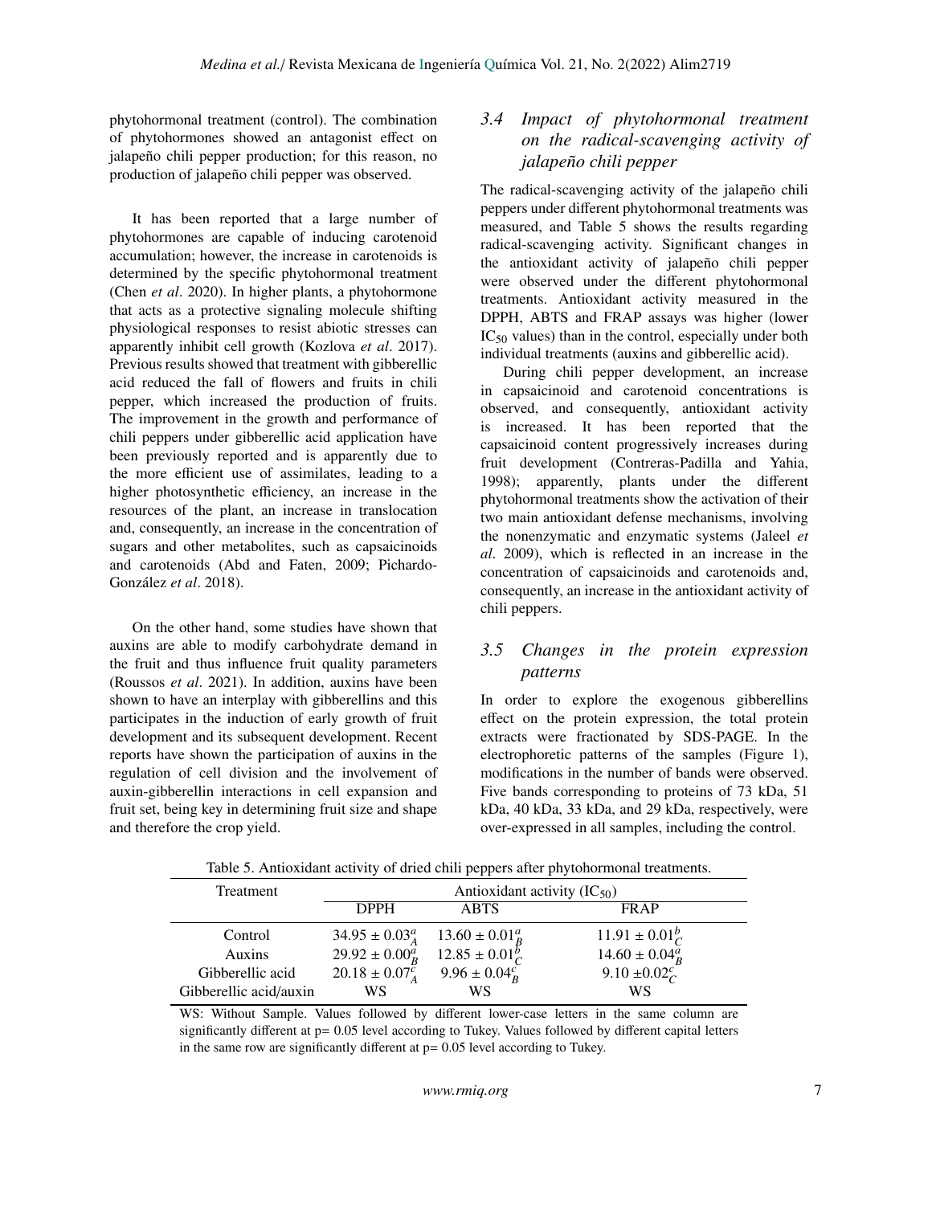phytohormonal treatment (control). The combination of phytohormones showed an antagonist effect on jalapeño chili pepper production; for this reason, no production of jalapeño chili pepper was observed.

It has been reported that a large number of phytohormones are capable of inducing carotenoid accumulation; however, the increase in carotenoids is determined by the specific phytohormonal treatment (Chen *et al*. 2020). In higher plants, a phytohormone that acts as a protective signaling molecule shifting physiological responses to resist abiotic stresses can apparently inhibit cell growth (Kozlova *et al*. 2017). Previous results showed that treatment with gibberellic acid reduced the fall of flowers and fruits in chili pepper, which increased the production of fruits. The improvement in the growth and performance of chili peppers under gibberellic acid application have been previously reported and is apparently due to the more efficient use of assimilates, leading to a higher photosynthetic efficiency, an increase in the resources of the plant, an increase in translocation and, consequently, an increase in the concentration of sugars and other metabolites, such as capsaicinoids and carotenoids (Abd and Faten, 2009; Pichardo-González *et al*. 2018).

On the other hand, some studies have shown that auxins are able to modify carbohydrate demand in the fruit and thus influence fruit quality parameters (Roussos *et al*. 2021). In addition, auxins have been shown to have an interplay with gibberellins and this participates in the induction of early growth of fruit development and its subsequent development. Recent reports have shown the participation of auxins in the regulation of cell division and the involvement of auxin-gibberellin interactions in cell expansion and fruit set, being key in determining fruit size and shape and therefore the crop yield.

### *3.4 Impact of phytohormonal treatment on the radical-scavenging activity of jalapeño chili pepper*

The radical-scavenging activity of the jalapeño chili peppers under different phytohormonal treatments was measured, and Table 5 shows the results regarding radical-scavenging activity. Significant changes in the antioxidant activity of jalapeño chili pepper were observed under the different phytohormonal treatments. Antioxidant activity measured in the DPPH, ABTS and FRAP assays was higher (lower $IC_{50}$ values) than in the control, especially under both individual treatments (auxins and gibberellic acid).

During chili pepper development, an increase in capsaicinoid and carotenoid concentrations is observed, and consequently, antioxidant activity is increased. It has been reported that the capsaicinoid content progressively increases during fruit development (Contreras-Padilla and Yahia, 1998); apparently, plants under the different phytohormonal treatments show the activation of their two main antioxidant defense mechanisms, involving the nonenzymatic and enzymatic systems (Jaleel *et al*. 2009), which is reflected in an increase in the concentration of capsaicinoids and carotenoids and, consequently, an increase in the antioxidant activity of chili peppers.

### *3.5 Changes in the protein expression patterns*

In order to explore the exogenous gibberellins effect on the protein expression, the total protein extracts were fractionated by SDS-PAGE. In the electrophoretic patterns of the samples (Figure 1), modifications in the number of bands were observed. Five bands corresponding to proteins of 73 kDa, 51 kDa, 40 kDa, 33 kDa, and 29 kDa, respectively, were over-expressed in all samples, including the control.

Table 5. Antioxidant activity of dried chili peppers after phytohormonal treatments.

| Treatment | Antioxidant activity ($IC_{50}$) | | |
|---|---|---|---|
| | DPPH | ABTS | FRAP |
| Control | $34.95 \pm 0.03^{a}_{A}$ | $13.60 \pm 0.01^{a}_{B}$ | $11.91 \pm 0.01^{b}_{C}$ |
| Auxins | $29.92 \pm 0.00^{a}_{B}$ | $12.85 \pm 0.01^{b}_{C}$ | $14.60 \pm 0.04^{a}_{B}$ |
| Gibberellic acid | $20.18 \pm 0.07^{c}_{A}$ | $9.96 \pm 0.04^{c}_{B}$ | $9.10 \pm 0.02^{c}_{C}$ |
| Gibberellic acid/auxin | WS | WS | WS |

WS: Without Sample. Values followed by different lower-case letters in the same column are significantly different at p= 0.05 level according to Tukey. Values followed by different capital letters in the same row are significantly different at p= 0.05 level according to Tukey.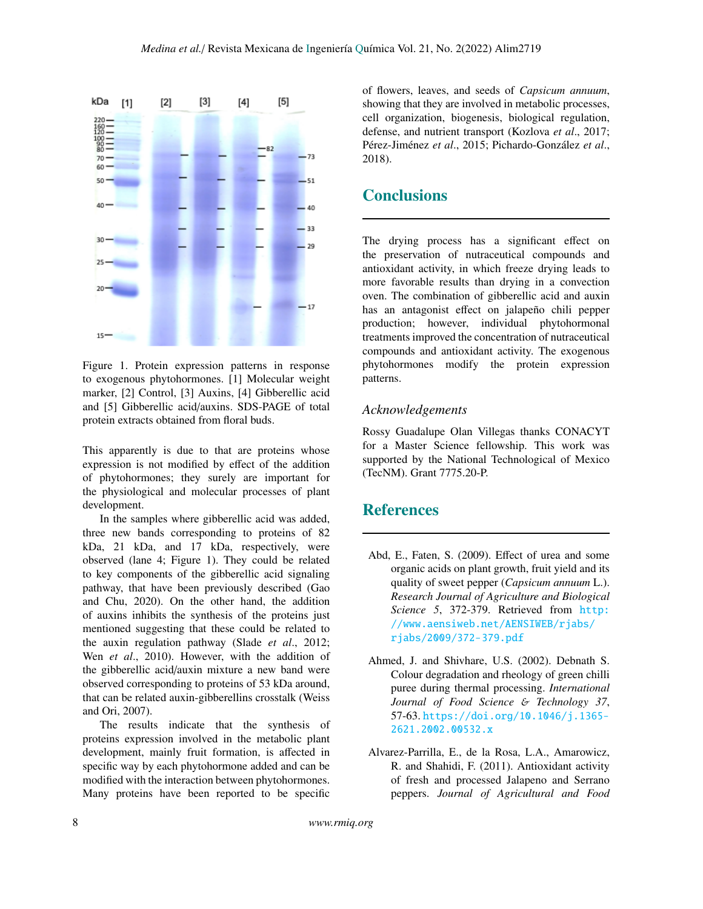Figure 1. Protein expression patterns in response to exogenous phytohormones. [1] Molecular weight marker, [2] Control, [3] Auxins, [4] Gibberellic acid and [5] Gibberellic acid/auxins. SDS-PAGE of total protein extracts obtained from floral buds.

This apparently is due to that are proteins whose expression is not modified by effect of the addition of phytohormones; they surely are important for the physiological and molecular processes of plant development.

In the samples where gibberellic acid was added, three new bands corresponding to proteins of 82 kDa, 21 kDa, and 17 kDa, respectively, were observed (lane 4; Figure 1). They could be related to key components of the gibberellic acid signaling pathway, that have been previously described (Gao and Chu, 2020). On the other hand, the addition of auxins inhibits the synthesis of the proteins just mentioned suggesting that these could be related to the auxin regulation pathway (Slade *et al*., 2012; Wen *et al*., 2010). However, with the addition of the gibberellic acid/auxin mixture a new band were observed corresponding to proteins of 53 kDa around, that can be related auxin-gibberellins crosstalk (Weiss and Ori, 2007).

The results indicate that the synthesis of proteins expression involved in the metabolic plant development, mainly fruit formation, is affected in specific way by each phytohormone added and can be modified with the interaction between phytohormones. Many proteins have been reported to be specific of flowers, leaves, and seeds of *Capsicum annuum*, showing that they are involved in metabolic processes, cell organization, biogenesis, biological regulation, defense, and nutrient transport (Kozlova *et al*., 2017; Pérez-Jiménez *et al*., 2015; Pichardo-González *et al*., 2018).

## Conclusions

The drying process has a significant effect on the preservation of nutraceutical compounds and antioxidant activity, in which freeze drying leads to more favorable results than drying in a convection oven. The combination of gibberellic acid and auxin has an antagonist effect on jalapeño chili pepper production; however, individual phytohormonal treatments improved the concentration of nutraceutical compounds and antioxidant activity. The exogenous phytohormones modify the protein expression patterns.

### *Acknowledgements*

Rossy Guadalupe Olan Villegas thanks CONACYT for a Master Science fellowship. This work was supported by the National Technological of Mexico (TecNM). Grant 7775.20-P.

## References

Abd, E., Faten, S. (2009). Effect of urea and some organic acids on plant growth, fruit yield and its quality of sweet pepper (*Capsicum annuum* L.). *Research Journal of Agriculture and Biological Science 5*, 372-379. Retrieved from http://www.aensiweb.net/AENSIWEB/rjabs/rjabs/2009/372-379.pdf

Ahmed, J. and Shivhare, U.S. (2002). Debnath S. Colour degradation and rheology of green chilli puree during thermal processing. *International Journal of Food Science & Technology 37*, 57-63. https://doi.org/10.1046/j.1365-2621.2002.00532.x

Alvarez-Parrilla, E., de la Rosa, L.A., Amarowicz, R. and Shahidi, F. (2011). Antioxidant activity of fresh and processed Jalapeno and Serrano peppers. *Journal of Agricultural and Food*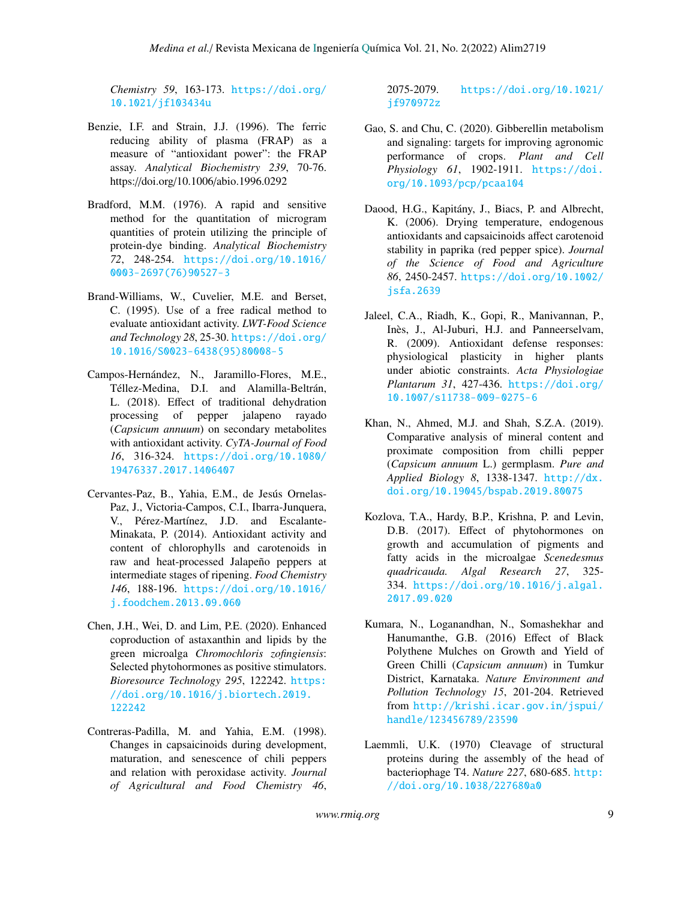*Chemistry 59*, 163-173. https://doi.org/10.1021/jf103434u

Benzie, I.F. and Strain, J.J. (1996). The ferric reducing ability of plasma (FRAP) as a measure of "antioxidant power": the FRAP assay. *Analytical Biochemistry 239*, 70-76. https://doi.org/10.1006/abio.1996.0292

Bradford, M.M. (1976). A rapid and sensitive method for the quantitation of microgram quantities of protein utilizing the principle of protein-dye binding. *Analytical Biochemistry 72*, 248-254. https://doi.org/10.1016/0003-2697(76)90527-3

Brand-Williams, W., Cuvelier, M.E. and Berset, C. (1995). Use of a free radical method to evaluate antioxidant activity. *LWT-Food Science and Technology 28*, 25-30. https://doi.org/10.1016/S0023-6438(95)80008-5

Campos-Hernández, N., Jaramillo-Flores, M.E., Téllez-Medina, D.I. and Alamilla-Beltrán, L. (2018). Effect of traditional dehydration processing of pepper jalapeno rayado (*Capsicum annuum*) on secondary metabolites with antioxidant activity. *CyTA-Journal of Food 16*, 316-324. https://doi.org/10.1080/19476337.2017.1406407

Cervantes-Paz, B., Yahia, E.M., de Jesús Ornelas-Paz, J., Victoria-Campos, C.I., Ibarra-Junquera, V., Pérez-Martínez, J.D. and Escalante-Minakata, P. (2014). Antioxidant activity and content of chlorophylls and carotenoids in raw and heat-processed Jalapeño peppers at intermediate stages of ripening. *Food Chemistry 146*, 188-196. https://doi.org/10.1016/j.foodchem.2013.09.060

Chen, J.H., Wei, D. and Lim, P.E. (2020). Enhanced coproduction of astaxanthin and lipids by the green microalga *Chromochloris zofingiensis*: Selected phytohormones as positive stimulators. *Bioresource Technology 295*, 122242. https://doi.org/10.1016/j.biortech.2019.122242

Contreras-Padilla, M. and Yahia, E.M. (1998). Changes in capsaicinoids during development, maturation, and senescence of chili peppers and relation with peroxidase activity. *Journal of Agricultural and Food Chemistry 46*, 2075-2079. https://doi.org/10.1021/jf970972z

Gao, S. and Chu, C. (2020). Gibberellin metabolism and signaling: targets for improving agronomic performance of crops. *Plant and Cell Physiology 61*, 1902-1911. https://doi.org/10.1093/pcp/pcaa104

Daood, H.G., Kapitány, J., Biacs, P. and Albrecht, K. (2006). Drying temperature, endogenous antioxidants and capsaicinoids affect carotenoid stability in paprika (red pepper spice). *Journal of the Science of Food and Agriculture 86*, 2450-2457. https://doi.org/10.1002/jsfa.2639

Jaleel, C.A., Riadh, K., Gopi, R., Manivannan, P., Inès, J., Al-Juburi, H.J. and Panneerselvam, R. (2009). Antioxidant defense responses: physiological plasticity in higher plants under abiotic constraints. *Acta Physiologiae Plantarum 31*, 427-436. https://doi.org/10.1007/s11738-009-0275-6

Khan, N., Ahmed, M.J. and Shah, S.Z.A. (2019). Comparative analysis of mineral content and proximate composition from chilli pepper (*Capsicum annuum* L.) germplasm. *Pure and Applied Biology 8*, 1338-1347. http://dx.doi.org/10.19045/bspab.2019.80075

Kozlova, T.A., Hardy, B.P., Krishna, P. and Levin, D.B. (2017). Effect of phytohormones on growth and accumulation of pigments and fatty acids in the microalgae *Scenedesmus quadricauda*. *Algal Research 27*, 325-334. https://doi.org/10.1016/j.algal.2017.09.020

Kumara, N., Loganandhan, N., Somashekhar and Hanumanthe, G.B. (2016) Effect of Black Polythene Mulches on Growth and Yield of Green Chilli (*Capsicum annuum*) in Tumkur District, Karnataka. *Nature Environment and Pollution Technology 15*, 201-204. Retrieved from http://krishi.icar.gov.in/jspui/handle/123456789/23590

Laemmli, U.K. (1970) Cleavage of structural proteins during the assembly of the head of bacteriophage T4. *Nature 227*, 680-685. http://doi.org/10.1038/227680a0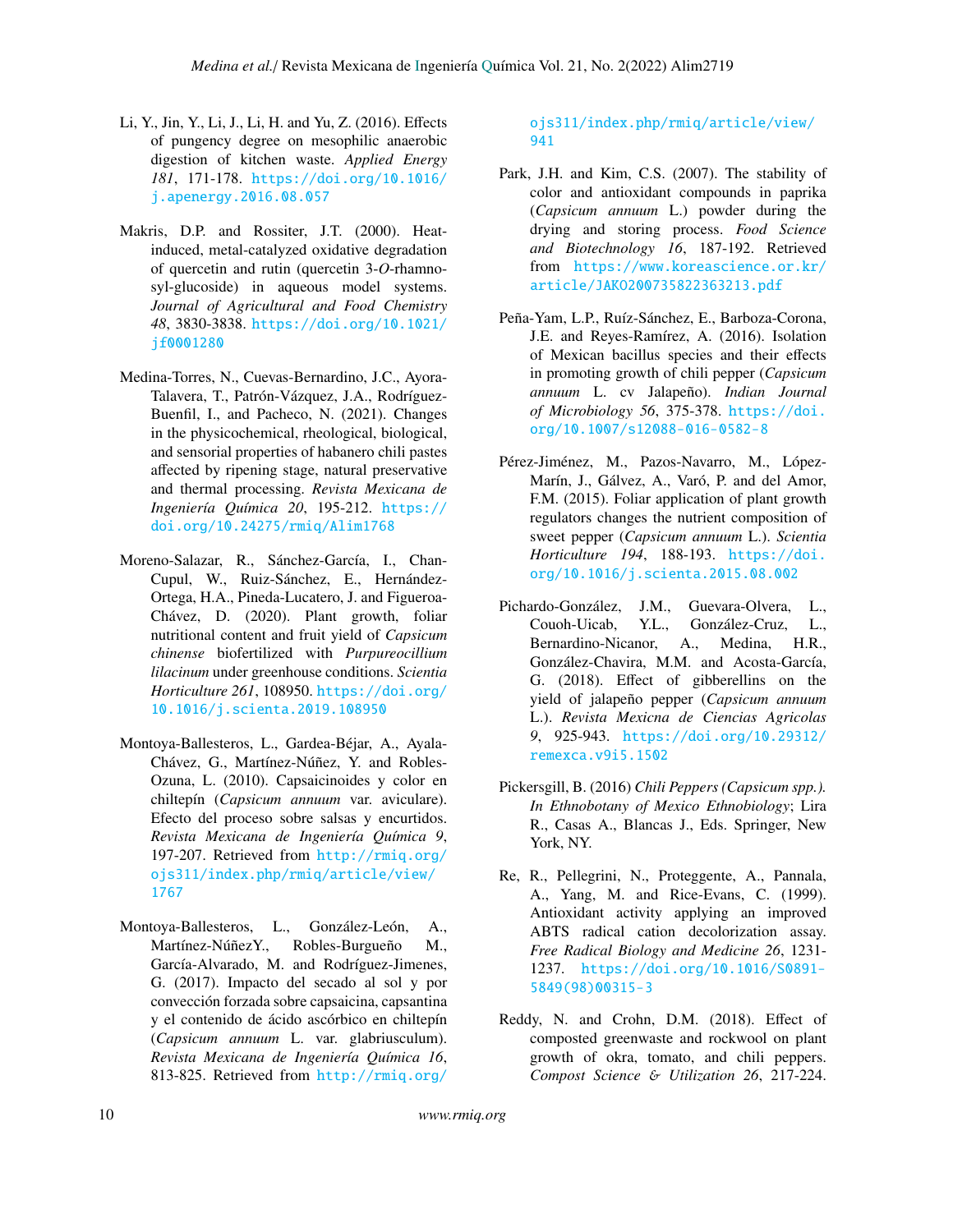Li, Y., Jin, Y., Li, J., Li, H. and Yu, Z. (2016). Effects of pungency degree on mesophilic anaerobic digestion of kitchen waste. *Applied Energy 181*, 171-178. https://doi.org/10.1016/j.apenergy.2016.08.057

Makris, D.P. and Rossiter, J.T. (2000). Heat-induced, metal-catalyzed oxidative degradation of quercetin and rutin (quercetin 3-*O*-rhamnosyl-glucoside) in aqueous model systems. *Journal of Agricultural and Food Chemistry 48*, 3830-3838. https://doi.org/10.1021/jf0001280

Medina-Torres, N., Cuevas-Bernardino, J.C., Ayora-Talavera, T., Patrón-Vázquez, J.A., Rodríguez-Buenfil, I., and Pacheco, N. (2021). Changes in the physicochemical, rheological, biological, and sensorial properties of habanero chili pastes affected by ripening stage, natural preservative and thermal processing. *Revista Mexicana de Ingeniería Química 20*, 195-212. https://doi.org/10.24275/rmiq/Alim1768

Moreno-Salazar, R., Sánchez-García, I., Chan-Cupul, W., Ruiz-Sánchez, E., Hernández-Ortega, H.A., Pineda-Lucatero, J. and Figueroa-Chávez, D. (2020). Plant growth, foliar nutritional content and fruit yield of *Capsicum chinense* biofertilized with *Purpureocillium lilacinum* under greenhouse conditions. *Scientia Horticulture 261*, 108950. https://doi.org/10.1016/j.scienta.2019.108950

Montoya-Ballesteros, L., Gardea-Béjar, A., Ayala-Chávez, G., Martínez-Núñez, Y. and Robles-Ozuna, L. (2010). Capsaicinoides y color en chiltepín (*Capsicum annuum* var. aviculare). Efecto del proceso sobre salsas y encurtidos. *Revista Mexicana de Ingeniería Química 9*, 197-207. Retrieved from http://rmiq.org/ojs311/index.php/rmiq/article/view/1767

Montoya-Ballesteros, L., González-León, A., Martínez-NúñezY., Robles-Burgueño M., García-Alvarado, M. and Rodríguez-Jimenes, G. (2017). Impacto del secado al sol y por convección forzada sobre capsaicina, capsantina y el contenido de ácido ascórbico en chiltepín (*Capsicum annuum* L. var. glabriusculum). *Revista Mexicana de Ingeniería Química 16*, 813-825. Retrieved from http://rmiq.org/ojs311/index.php/rmiq/article/view/941

Park, J.H. and Kim, C.S. (2007). The stability of color and antioxidant compounds in paprika (*Capsicum annuum* L.) powder during the drying and storing process. *Food Science and Biotechnology 16*, 187-192. Retrieved from https://www.koreascience.or.kr/article/JAKO200735822363213.pdf

Peña-Yam, L.P., Ruíz-Sánchez, E., Barboza-Corona, J.E. and Reyes-Ramírez, A. (2016). Isolation of Mexican bacillus species and their effects in promoting growth of chili pepper (*Capsicum annuum* L. cv Jalapeño). *Indian Journal of Microbiology 56*, 375-378. https://doi.org/10.1007/s12088-016-0582-8

Pérez-Jiménez, M., Pazos-Navarro, M., López-Marín, J., Gálvez, A., Varó, P. and del Amor, F.M. (2015). Foliar application of plant growth regulators changes the nutrient composition of sweet pepper (*Capsicum annuum* L.). *Scientia Horticulture 194*, 188-193. https://doi.org/10.1016/j.scienta.2015.08.002

Pichardo-González, J.M., Guevara-Olvera, L., Couoh-Uicab, Y.L., González-Cruz, L., Bernardino-Nicanor, A., Medina, H.R., González-Chavira, M.M. and Acosta-García, G. (2018). Effect of gibberellins on the yield of jalapeño pepper (*Capsicum annuum* L.). *Revista Mexicna de Ciencias Agricolas 9*, 925-943. https://doi.org/10.29312/remexca.v9i5.1502

Pickersgill, B. (2016) *Chili Peppers (Capsicum spp.). In Ethnobotany of Mexico Ethnobiology*; Lira R., Casas A., Blancas J., Eds. Springer, New York, NY.

Re, R., Pellegrini, N., Proteggente, A., Pannala, A., Yang, M. and Rice-Evans, C. (1999). Antioxidant activity applying an improved ABTS radical cation decolorization assay. *Free Radical Biology and Medicine 26*, 1231-1237. https://doi.org/10.1016/S0891-5849(98)00315-3

Reddy, N. and Crohn, D.M. (2018). Effect of composted greenwaste and rockwool on plant growth of okra, tomato, and chili peppers. *Compost Science & Utilization 26*, 217-224.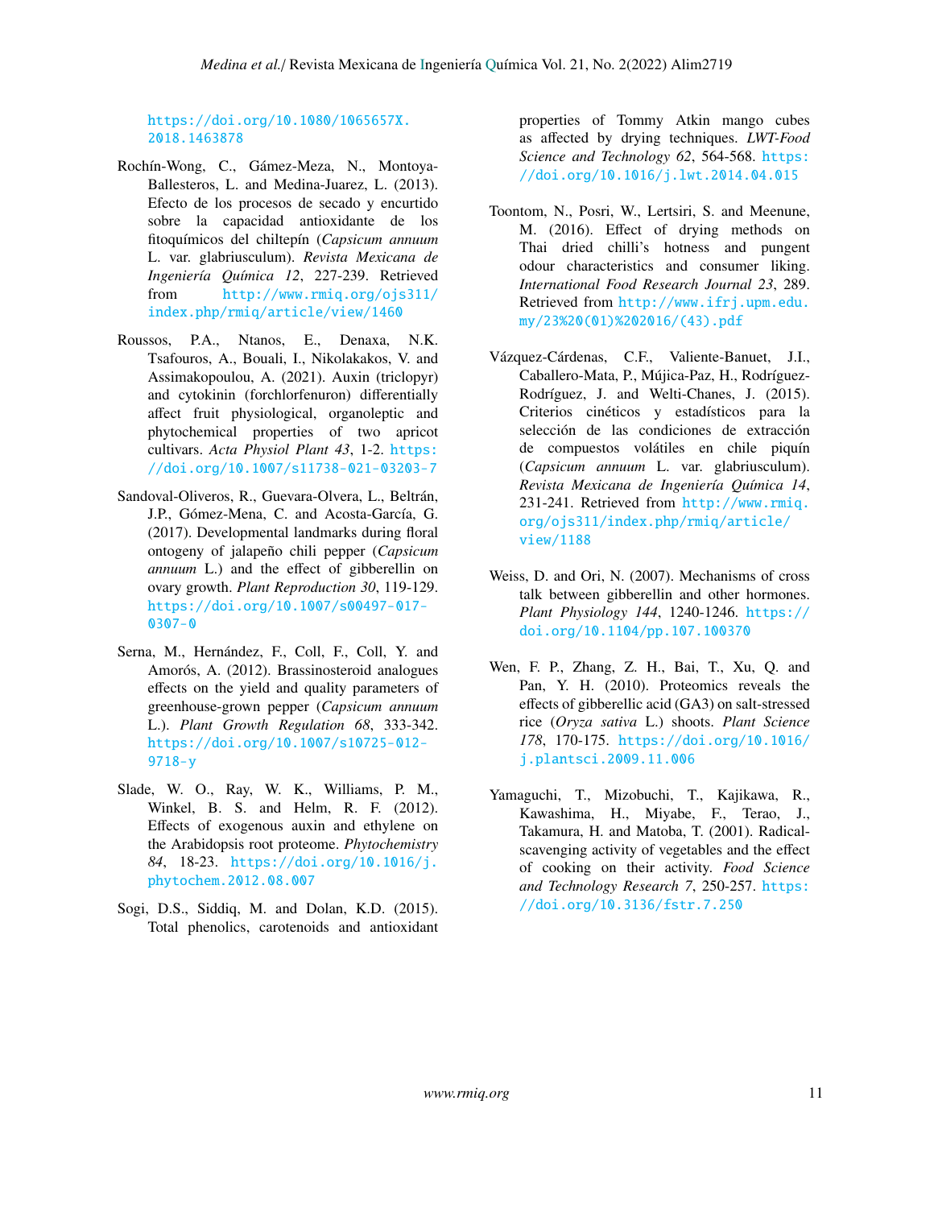https://doi.org/10.1080/1065657X.2018.1463878

Rochín-Wong, C., Gámez-Meza, N., Montoya-Ballesteros, L. and Medina-Juarez, L. (2013). Efecto de los procesos de secado y encurtido sobre la capacidad antioxidante de los fitoquímicos del chiltepín (*Capsicum annuum* L. var. glabriusculum). *Revista Mexicana de Ingeniería Química 12*, 227-239. Retrieved from http://www.rmiq.org/ojs311/index.php/rmiq/article/view/1460

Roussos, P.A., Ntanos, E., Denaxa, N.K. Tsafouros, A., Bouali, I., Nikolakakos, V. and Assimakopoulou, A. (2021). Auxin (triclopyr) and cytokinin (forchlorfenuron) differentially affect fruit physiological, organoleptic and phytochemical properties of two apricot cultivars. *Acta Physiol Plant 43*, 1-2. https://doi.org/10.1007/s11738-021-03203-7

Sandoval-Oliveros, R., Guevara-Olvera, L., Beltrán, J.P., Gómez-Mena, C. and Acosta-García, G. (2017). Developmental landmarks during floral ontogeny of jalapeño chili pepper (*Capsicum annuum* L.) and the effect of gibberellin on ovary growth. *Plant Reproduction 30*, 119-129. https://doi.org/10.1007/s00497-017-0307-0

Serna, M., Hernández, F., Coll, F., Coll, Y. and Amorós, A. (2012). Brassinosteroid analogues effects on the yield and quality parameters of greenhouse-grown pepper (*Capsicum annuum* L.). *Plant Growth Regulation 68*, 333-342. https://doi.org/10.1007/s10725-012-9718-y

Slade, W. O., Ray, W. K., Williams, P. M., Winkel, B. S. and Helm, R. F. (2012). Effects of exogenous auxin and ethylene on the Arabidopsis root proteome. *Phytochemistry 84*, 18-23. https://doi.org/10.1016/j.phytochem.2012.08.007

Sogi, D.S., Siddiq, M. and Dolan, K.D. (2015). Total phenolics, carotenoids and antioxidant properties of Tommy Atkin mango cubes as affected by drying techniques. *LWT-Food Science and Technology 62*, 564-568. https://doi.org/10.1016/j.lwt.2014.04.015

Toontom, N., Posri, W., Lertsiri, S. and Meenune, M. (2016). Effect of drying methods on Thai dried chilli's hotness and pungent odour characteristics and consumer liking. *International Food Research Journal 23*, 289. Retrieved from http://www.ifrj.upm.edu.my/23%20(01)%202016/(43).pdf

Vázquez-Cárdenas, C.F., Valiente-Banuet, J.I., Caballero-Mata, P., Mújica-Paz, H., Rodríguez-Rodríguez, J. and Welti-Chanes, J. (2015). Criterios cinéticos y estadísticos para la selección de las condiciones de extracción de compuestos volátiles en chile piquín (*Capsicum annuum* L. var. glabriusculum). *Revista Mexicana de Ingeniería Química 14*, 231-241. Retrieved from http://www.rmiq.org/ojs311/index.php/rmiq/article/view/1188

Weiss, D. and Ori, N. (2007). Mechanisms of cross talk between gibberellin and other hormones. *Plant Physiology 144*, 1240-1246. https://doi.org/10.1104/pp.107.100370

Wen, F. P., Zhang, Z. H., Bai, T., Xu, Q. and Pan, Y. H. (2010). Proteomics reveals the effects of gibberellic acid (GA3) on salt-stressed rice (*Oryza sativa* L.) shoots. *Plant Science 178*, 170-175. https://doi.org/10.1016/j.plantsci.2009.11.006

Yamaguchi, T., Mizobuchi, T., Kajikawa, R., Kawashima, H., Miyabe, F., Terao, J., Takamura, H. and Matoba, T. (2001). Radical-scavenging activity of vegetables and the effect of cooking on their activity. *Food Science and Technology Research 7*, 250-257. https://doi.org/10.3136/fstr.7.250